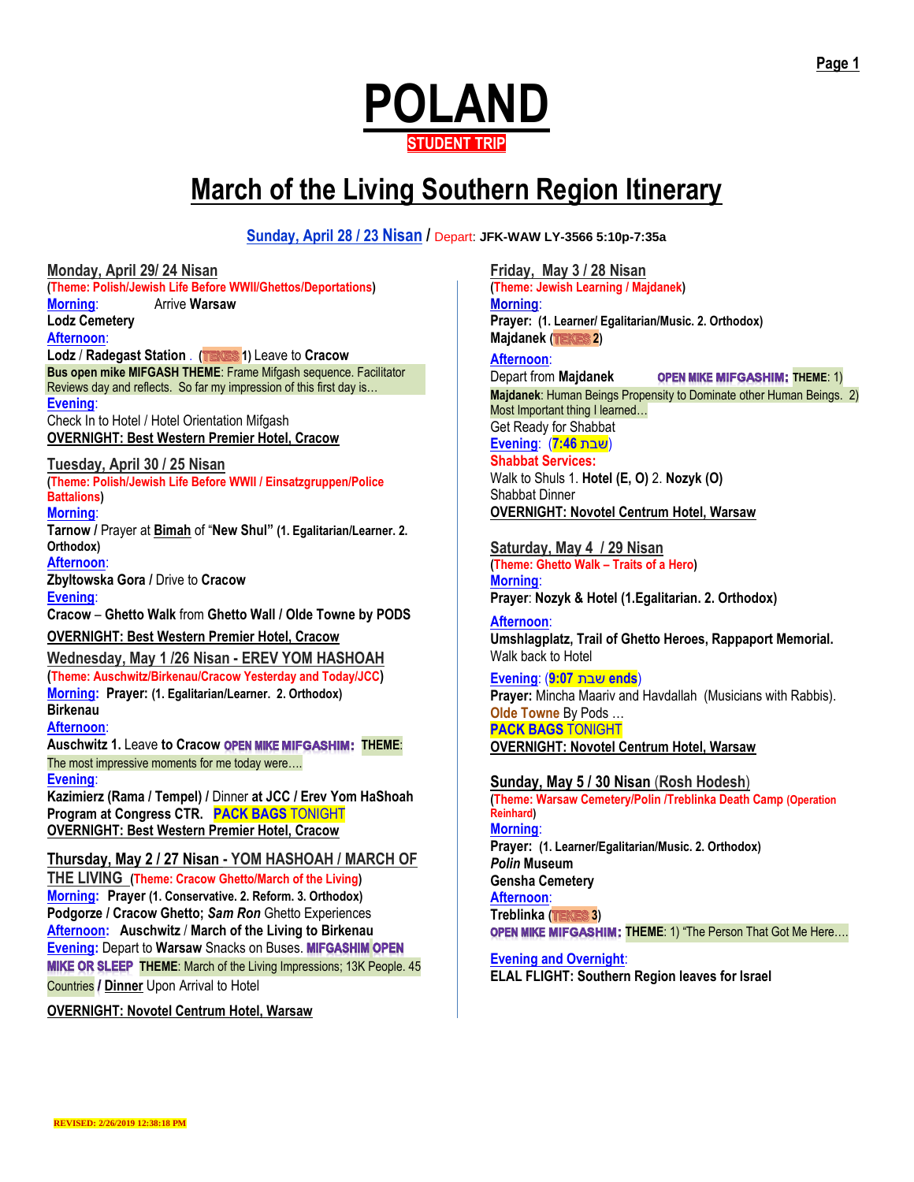# POLAND

**STUDENT TRIP**

## March of the Living Southern Region Itinerary

**Sunday, April 28 / 23 Nisan** / Depart: **JFK-WAW LY-3566 5:10p-7:35a**

### Monday, April 29/ 24 Nisan

**(Theme: Polish/Jewish Life Before WWII/Ghettos/Deportations)**

**Morning**: Arrive **Warsaw**

**Lodz Cemetery**

**Afternoon**:

**Lodz** / **Radegast Station** . (TEKES 1) Leave to **Cracow**

**Bus open mike MIFGASH THEME**: Frame Mifgash sequence. Facilitator Reviews day and reflects. So far my impression of this first day is…

**Evening**:

Check In to Hotel / Hotel Orientation Mifgash

**OVERNIGHT: Best Western Premier Hotel, Cracow**

### Tuesday, April 30 / 25 Nisan

**(Theme: Polish/Jewish Life Before WWII / Einsatzgruppen/Police Battalions)**

**Morning**:

**Tarnow** / Prayer at **Bimah** of **"New Shul"** (1. Egalitarian/Learner. 2. Orthodox)

**Afternoon**:

**Zbyltowska Gora** / Drive to **Cracow**

**Evening**:

**Cracow** – **Ghetto Walk** from **Ghetto Wall / Olde Towne by PODS**

**OVERNIGHT: Best Western Premier Hotel, Cracow**

### Wednesday, May 1 /26 Nisan - EREV YOM HASHOAH

**(Theme: Auschwitz/Birkenau/Cracow Yesterday and Today/JCC)**

**Morning**: **Prayer:** (1. Egalitarian/Learner. 2. Orthodox)

**Birkenau**

**Afternoon**:

**Auschwitz 1.** Leave **to Cracow** **OPEN MIKE MIFGASHIM: THEME**: The most impressive moments for me today were….

**Evening**:

**Kazimierz (Rama / Tempel)** / Dinner **at JCC / Erev Yom HaShoah Program at Congress CTR.** **PACK BAGS TONIGHT**

**OVERNIGHT: Best Western Premier Hotel, Cracow**

### Thursday, May 2 / 27 Nisan - YOM HASHOAH / MARCH OF THE LIVING

**(Theme: Cracow Ghetto/March of the Living)**

**Morning**: **Prayer** (1. Conservative. 2. Reform. 3. Orthodox)

**Podgorze / Cracow Ghetto;** ***Sam Ron*** Ghetto Experiences

**Afternoon**: **Auschwitz** / **March of the Living to Birkenau**

**Evening**: Depart to **Warsaw** Snacks on Buses. **MIFGASHIM OPEN MIKE OR SLEEP** **THEME**: March of the Living Impressions; 13K People. 45 Countries / **Dinner** Upon Arrival to Hotel

**OVERNIGHT: Novotel Centrum Hotel, Warsaw**

### Friday, May 3 / 28 Nisan

**(Theme: Jewish Learning / Majdanek)**

**Morning**:

**Prayer:** (1. Learner/ Egalitarian/Music. 2. Orthodox)

**Majdanek** (TEKES 2)

**Afternoon**:

Depart from **Majdanek** **OPEN MIKE MIFGASHIM: THEME**: 1) **Majdanek**: Human Beings Propensity to Dominate other Human Beings. 2) Most Important thing I learned…

Get Ready for Shabbat

**Evening**: (**7:46 שבת**)

**Shabbat Services:**

Walk to Shuls 1. **Hotel (E, O)** 2. **Nozyk (O)**

Shabbat Dinner

**OVERNIGHT: Novotel Centrum Hotel, Warsaw**

### Saturday, May 4 / 29 Nisan

**(Theme: Ghetto Walk – Traits of a Hero)**

**Morning**:

**Prayer**: **Nozyk & Hotel (1.Egalitarian. 2. Orthodox)**

**Afternoon**:

**Umshlagplatz, Trail of Ghetto Heroes, Rappaport Memorial.**

Walk back to Hotel

**Evening**: (**9:07 שבת ends**)

**Prayer:** Mincha Maariv and Havdallah (Musicians with Rabbis).

**Olde Towne** By Pods …

**PACK BAGS TONIGHT**

**OVERNIGHT: Novotel Centrum Hotel, Warsaw**

### Sunday, May 5 / 30 Nisan (Rosh Hodesh)

**(Theme: Warsaw Cemetery/Polin /Treblinka Death Camp (Operation Reinhard))**

**Morning**:

**Prayer:** (1. Learner/Egalitarian/Music. 2. Orthodox)

***Polin*** **Museum**

**Gensha Cemetery**

**Afternoon**:

**Treblinka** (TEKES 3)

**OPEN MIKE MIFGASHIM: THEME**: 1) "The Person That Got Me Here….

**Evening and Overnight**:

**ELAL FLIGHT: Southern Region leaves for Israel**

REVISED: 2/26/2019 12:38:18 PM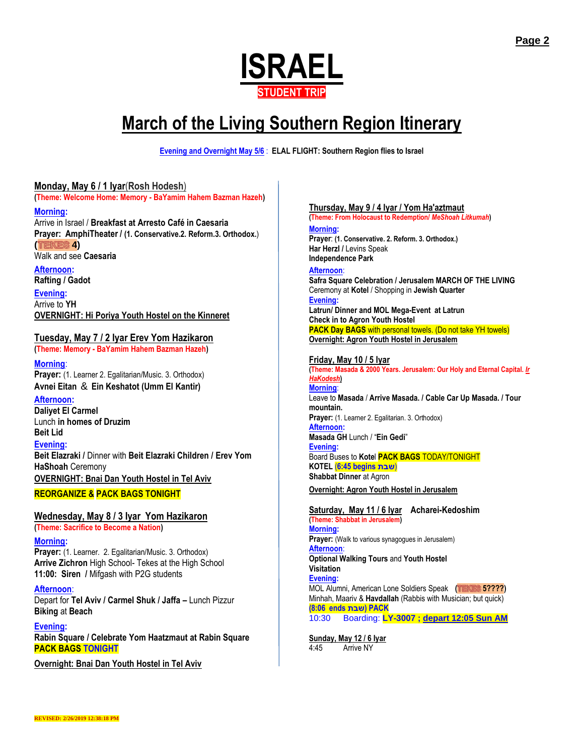# ISRAEL

**STUDENT TRIP**

## March of the Living Southern Region Itinerary

**Evening and Overnight May 5/6** : **ELAL FLIGHT: Southern Region flies to Israel**

### Monday, May 6 / 1 Iyar(Rosh Hodesh)

(**Theme: Welcome Home: Memory - BaYamim Hahem Bazman Hazeh**)

**Morning:**

Arrive in Israel / **Breakfast at Arresto Café in Caesaria**

**Prayer: AmphiTheater / (1. Conservative.2. Reform.3. Orthodox.)**

**(TEKES 4)**

Walk and see **Caesaria**

**Afternoon:**

**Rafting / Gadot**

**Evening:**

Arrive to **YH**

**OVERNIGHT: Hi Poriya Youth Hostel on the Kinneret**

### Tuesday, May 7 / 2 Iyar Erev Yom Hazikaron

(**Theme: Memory - BaYamim Hahem Bazman Hazeh**)

**Morning:**

**Prayer:** (1. Learner 2. Egalitarian/Music. 3. Orthodox)

**Avnei Eitan & Ein Keshatot (Umm El Kantir)**

**Afternoon:**

**Daliyet El Carmel**

Lunch **in homes of Druzim**

**Beit Lid**

**Evening:**

**Beit Elazraki /** Dinner with **Beit Elazraki Children / Erev Yom HaShoah** Ceremony

**OVERNIGHT: Bnai Dan Youth Hostel in Tel Aviv**

**REORGANIZE & PACK BAGS TONIGHT**

### Wednesday, May 8 / 3 Iyar Yom Hazikaron

(**Theme: Sacrifice to Become a Nation**)

**Morning:**

**Prayer:** (1. Learner. 2. Egalitarian/Music. 3. Orthodox)

**Arrive Zichron** High School- Tekes at the High School

**11:00: Siren /** Mifgash with P2G students

**Afternoon:**

Depart for **Tel Aviv / Carmel Shuk / Jaffa –** Lunch Pizzur

**Biking** at **Beach**

**Evening:**

**Rabin Square / Celebrate Yom Haatzmaut at Rabin Square**

**PACK BAGS TONIGHT**

**Overnight: Bnai Dan Youth Hostel in Tel Aviv**

### Thursday, May 9 / 4 Iyar / Yom Ha'aztmaut

(**Theme: From Holocaust to Redemption/ *MeShoah Litkumah***)

**Morning:**

**Prayer**: **(1. Conservative. 2. Reform. 3. Orthodox.)**

**Har Herzl /** Levins Speak

**Independence Park**

**Afternoon:**

**Safra Square Celebration / Jerusalem MARCH OF THE LIVING**

Ceremony at **Kotel** / Shopping in **Jewish Quarter**

**Evening:**

**Latrun/ Dinner and MOL Mega-Event at Latrun**

**Check in to Agron Youth Hostel**

**PACK Day BAGS** with personal towels. (Do not take YH towels)

**Overnight: Agron Youth Hostel in Jerusalem**

### Friday, May 10 / 5 Iyar

(**Theme: Masada & 2000 Years. Jerusalem: Our Holy and Eternal Capital. *Ir HaKodesh***)

**Morning:**

Leave to **Masada** / **Arrive Masada. / Cable Car Up Masada. / Tour mountain.**

**Prayer:** (1. Learner 2. Egalitarian. 3. Orthodox)

**Afternoon:**

**Masada GH** Lunch / "**Ein Gedi**"

**Evening:**

Board Buses to **Kotel** **PACK BAGS** TODAY/TONIGHT

**KOTEL** (**6:45 begins שבת**)

**Shabbat Dinner** at Agron

**Overnight: Agron Youth Hostel in Jerusalem**

### Saturday, May 11 / 6 Iyar Acharei-Kedoshim

(**Theme: Shabbat in Jerusalem**)

**Morning:**

**Prayer:** (Walk to various synagogues in Jerusalem)

**Afternoon:**

**Optional Walking Tours** and **Youth Hostel Visitation**

**Evening:**

MOL Alumni, American Lone Soldiers Speak (**TEKES 5????**)

Minhah, Maariv & **Havdallah** (Rabbis with Musician; but quick)

**(8:06 ends שבת) PACK**

10:30 Boarding: **LY-3007 ; depart 12:05 Sun AM**

### Sunday, May 12 / 6 Iyar

4:45 Arrive NY

REVISED: 2/26/2019 12:38:18 PM